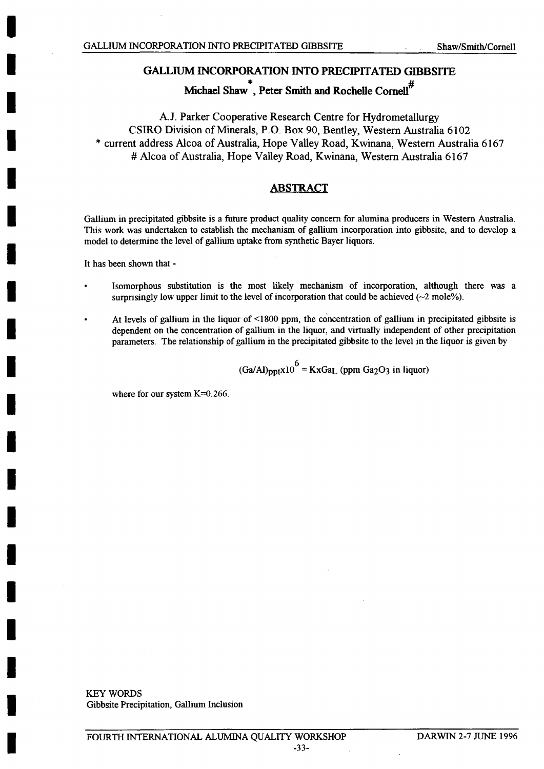# GALLIUM INCORPORATION INTO PRECIPITATED GIBBSITE

**Michael Shaw[*], Peter Smith and Rochelle Cornell[#]**

A.J. Parker Cooperative Research Centre for Hydrometallurgy
CSIRO Division of Minerals, P.O. Box 90, Bentley, Western Australia 6102
[*] current address Alcoa of Australia, Hope Valley Road, Kwinana, Western Australia 6167
[#] Alcoa of Australia, Hope Valley Road, Kwinana, Western Australia 6167

## ABSTRACT

Gallium in precipitated gibbsite is a future product quality concern for alumina producers in Western Australia. This work was undertaken to establish the mechanism of gallium incorporation into gibbsite, and to develop a model to determine the level of gallium uptake from synthetic Bayer liquors.

It has been shown that -

- Isomorphous substitution is the most likely mechanism of incorporation, although there was a surprisingly low upper limit to the level of incorporation that could be achieved (~2 mole%).

- At levels of gallium in the liquor of <1800 ppm, the concentration of gallium in precipitated gibbsite is dependent on the concentration of gallium in the liquor, and virtually independent of other precipitation parameters. The relationship of gallium in the precipitated gibbsite to the level in the liquor is given by

$$(Ga/Al)_{ppt} \times 10^6 = K \times Ga_L \text{ (ppm } Ga_2O_3 \text{ in liquor)}$$

where for our system K=0.266.

KEY WORDS
Gibbsite Precipitation, Gallium Inclusion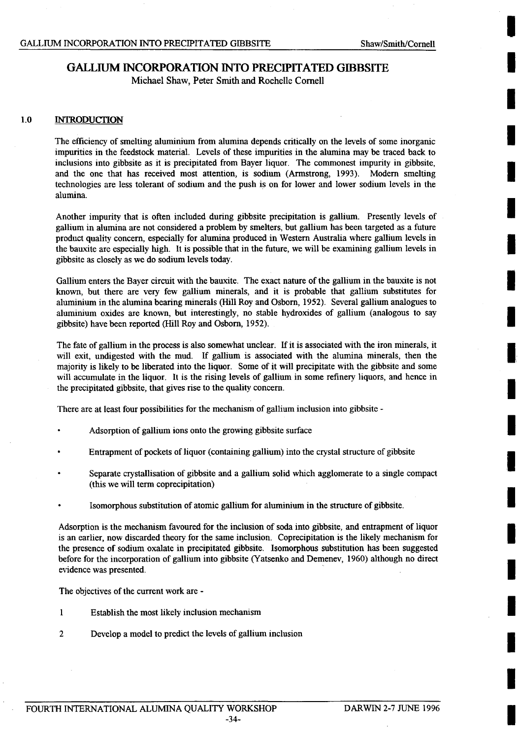# GALLIUM INCORPORATION INTO PRECIPITATED GIBBSITE

Michael Shaw, Peter Smith and Rochelle Cornell

## 1.0 INTRODUCTION

The efficiency of smelting aluminium from alumina depends critically on the levels of some inorganic impurities in the feedstock material. Levels of these impurities in the alumina may be traced back to inclusions into gibbsite as it is precipitated from Bayer liquor. The commonest impurity in gibbsite, and the one that has received most attention, is sodium (Armstrong, 1993). Modern smelting technologies are less tolerant of sodium and the push is on for lower and lower sodium levels in the alumina.

Another impurity that is often included during gibbsite precipitation is gallium. Presently levels of gallium in alumina are not considered a problem by smelters, but gallium has been targeted as a future product quality concern, especially for alumina produced in Western Australia where gallium levels in the bauxite are especially high. It is possible that in the future, we will be examining gallium levels in gibbsite as closely as we do sodium levels today.

Gallium enters the Bayer circuit with the bauxite. The exact nature of the gallium in the bauxite is not known, but there are very few gallium minerals, and it is probable that gallium substitutes for aluminium in the alumina bearing minerals (Hill Roy and Osborn, 1952). Several gallium analogues to aluminium oxides are known, but interestingly, no stable hydroxides of gallium (analogous to say gibbsite) have been reported (Hill Roy and Osborn, 1952).

The fate of gallium in the process is also somewhat unclear. If it is associated with the iron minerals, it will exit, undigested with the mud. If gallium is associated with the alumina minerals, then the majority is likely to be liberated into the liquor. Some of it will precipitate with the gibbsite and some will accumulate in the liquor. It is the rising levels of gallium in some refinery liquors, and hence in the precipitated gibbsite, that gives rise to the quality concern.

There are at least four possibilities for the mechanism of gallium inclusion into gibbsite -

- Adsorption of gallium ions onto the growing gibbsite surface
- Entrapment of pockets of liquor (containing gallium) into the crystal structure of gibbsite
- Separate crystallisation of gibbsite and a gallium solid which agglomerate to a single compact (this we will term coprecipitation)
- Isomorphous substitution of atomic gallium for aluminium in the structure of gibbsite.

Adsorption is the mechanism favoured for the inclusion of soda into gibbsite, and entrapment of liquor is an earlier, now discarded theory for the same inclusion. Coprecipitation is the likely mechanism for the presence of sodium oxalate in precipitated gibbsite. Isomorphous substitution has been suggested before for the incorporation of gallium into gibbsite (Yatsenko and Demenev, 1960) although no direct evidence was presented.

The objectives of the current work are -

1. Establish the most likely inclusion mechanism
2. Develop a model to predict the levels of gallium inclusion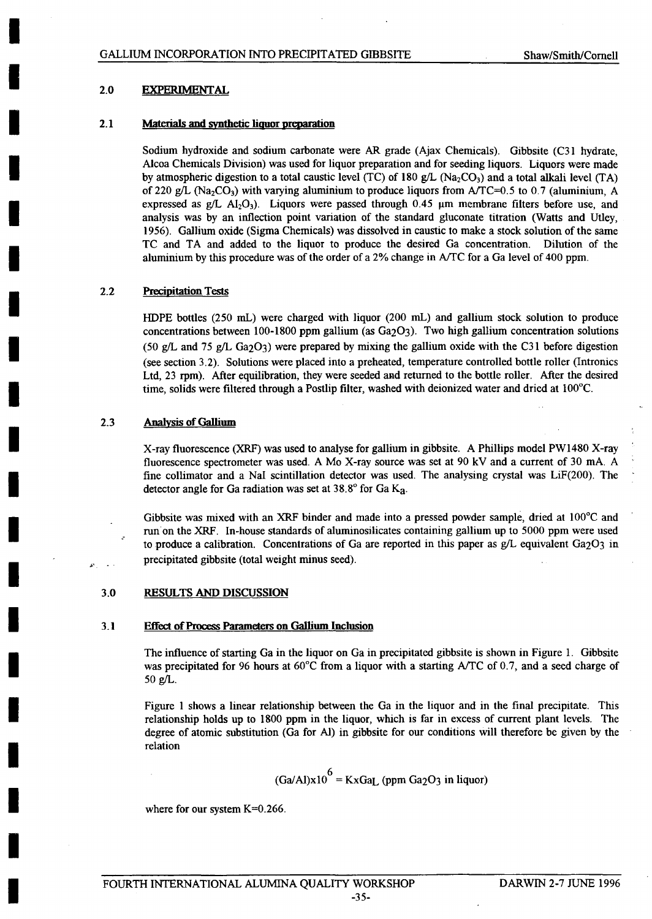## 2.0 EXPERIMENTAL

### 2.1 Materials and synthetic liquor preparation

Sodium hydroxide and sodium carbonate were AR grade (Ajax Chemicals). Gibbsite (C31 hydrate, Alcoa Chemicals Division) was used for liquor preparation and for seeding liquors. Liquors were made by atmospheric digestion to a total caustic level (TC) of 180 g/L ($Na_2CO_3$) and a total alkali level (TA) of 220 g/L ($Na_2CO_3$) with varying aluminium to produce liquors from A/TC=0.5 to 0.7 (aluminium, A expressed as g/L $Al_2O_3$). Liquors were passed through 0.45 μm membrane filters before use, and analysis was by an inflection point variation of the standard gluconate titration (Watts and Utley, 1956). Gallium oxide (Sigma Chemicals) was dissolved in caustic to make a stock solution of the same TC and TA and added to the liquor to produce the desired Ga concentration. Dilution of the aluminium by this procedure was of the order of a 2% change in A/TC for a Ga level of 400 ppm.

### 2.2 Precipitation Tests

HDPE bottles (250 mL) were charged with liquor (200 mL) and gallium stock solution to produce concentrations between 100-1800 ppm gallium (as $Ga_2O_3$). Two high gallium concentration solutions (50 g/L and 75 g/L $Ga_2O_3$) were prepared by mixing the gallium oxide with the C31 before digestion (see section 3.2). Solutions were placed into a preheated, temperature controlled bottle roller (Intronics Ltd, 23 rpm). After equilibration, they were seeded and returned to the bottle roller. After the desired time, solids were filtered through a Postlip filter, washed with deionized water and dried at 100°C.

### 2.3 Analysis of Gallium

X-ray fluorescence (XRF) was used to analyse for gallium in gibbsite. A Phillips model PW1480 X-ray fluorescence spectrometer was used. A Mo X-ray source was set at 90 kV and a current of 30 mA. A fine collimator and a NaI scintillation detector was used. The analysing crystal was LiF(200). The detector angle for Ga radiation was set at 38.8° for Ga $K_a$.

Gibbsite was mixed with an XRF binder and made into a pressed powder sample, dried at 100°C and run on the XRF. In-house standards of aluminosilicates containing gallium up to 5000 ppm were used to produce a calibration. Concentrations of Ga are reported in this paper as g/L equivalent $Ga_2O_3$ in precipitated gibbsite (total weight minus seed).

## 3.0 RESULTS AND DISCUSSION

### 3.1 Effect of Process Parameters on Gallium Inclusion

The influence of starting Ga in the liquor on Ga in precipitated gibbsite is shown in Figure 1. Gibbsite was precipitated for 96 hours at 60°C from a liquor with a starting A/TC of 0.7, and a seed charge of 50 g/L.

Figure 1 shows a linear relationship between the Ga in the liquor and in the final precipitate. This relationship holds up to 1800 ppm in the liquor, which is far in excess of current plant levels. The degree of atomic substitution (Ga for Al) in gibbsite for our conditions will therefore be given by the relation

$$(Ga/Al) \times 10^6 = K \times Ga_L \text{ (ppm } Ga_2O_3 \text{ in liquor)}$$

where for our system K=0.266.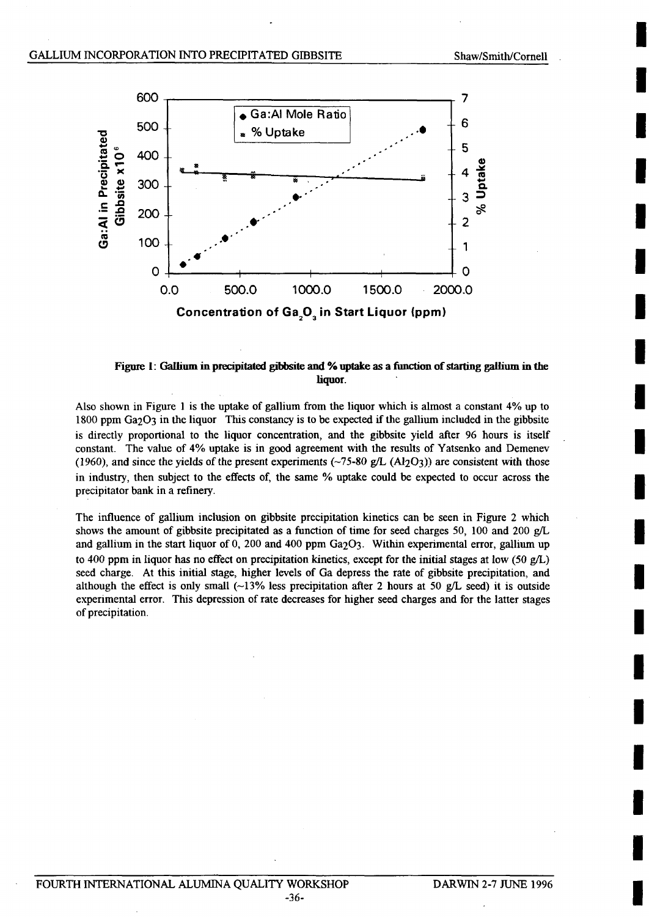**Figure 1: Gallium in precipitated gibbsite and % uptake as a function of starting gallium in the liquor.**

Also shown in Figure 1 is the uptake of gallium from the liquor which is almost a constant 4% up to 1800 ppm $Ga_2O_3$ in the liquor This constancy is to be expected if the gallium included in the gibbsite is directly proportional to the liquor concentration, and the gibbsite yield after 96 hours is itself constant. The value of 4% uptake is in good agreement with the results of Yatsenko and Demenev (1960), and since the yields of the present experiments (~75-80 g/L ($Al_2O_3$)) are consistent with those in industry, then subject to the effects of, the same % uptake could be expected to occur across the precipitator bank in a refinery.

The influence of gallium inclusion on gibbsite precipitation kinetics can be seen in Figure 2 which shows the amount of gibbsite precipitated as a function of time for seed charges 50, 100 and 200 g/L and gallium in the start liquor of 0, 200 and 400 ppm $Ga_2O_3$. Within experimental error, gallium up to 400 ppm in liquor has no effect on precipitation kinetics, except for the initial stages at low (50 g/L) seed charge. At this initial stage, higher levels of Ga depress the rate of gibbsite precipitation, and although the effect is only small (~13% less precipitation after 2 hours at 50 g/L seed) it is outside experimental error. This depression of rate decreases for higher seed charges and for the latter stages of precipitation.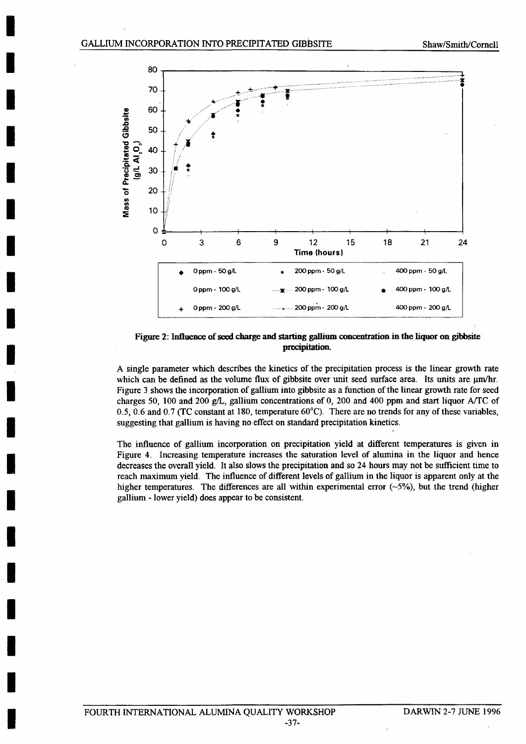**Figure 2: Influence of seed charge and starting gallium concentration in the liquor on gibbsite precipitation.**

A single parameter which describes the kinetics of the precipitation process is the linear growth rate which can be defined as the volume flux of gibbsite over unit seed surface area. Its units are µm/hr. Figure 3 shows the incorporation of gallium into gibbsite as a function of the linear growth rate for seed charges 50, 100 and 200 g/L, gallium concentrations of 0, 200 and 400 ppm and start liquor A/TC of 0.5, 0.6 and 0.7 (TC constant at 180, temperature 60°C). There are no trends for any of these variables, suggesting that gallium is having no effect on standard precipitation kinetics.

The influence of gallium incorporation on precipitation yield at different temperatures is given in Figure 4. Increasing temperature increases the saturation level of alumina in the liquor and hence decreases the overall yield. It also slows the precipitation and so 24 hours may not be sufficient time to reach maximum yield. The influence of different levels of gallium in the liquor is apparent only at the higher temperatures. The differences are all within experimental error (~5%), but the trend (higher gallium - lower yield) does appear to be consistent.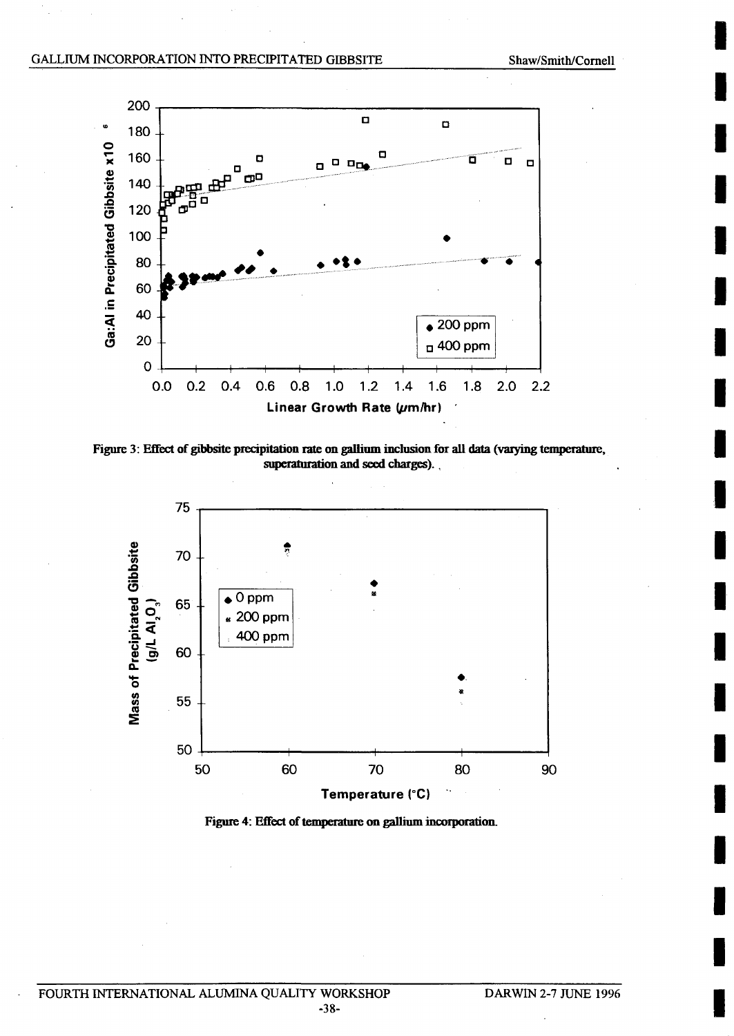Figure 3: Effect of gibbsite precipitation rate on gallium inclusion for all data (varying temperature, superaturation and seed charges).

Figure 4: Effect of temperature on gallium incorporation.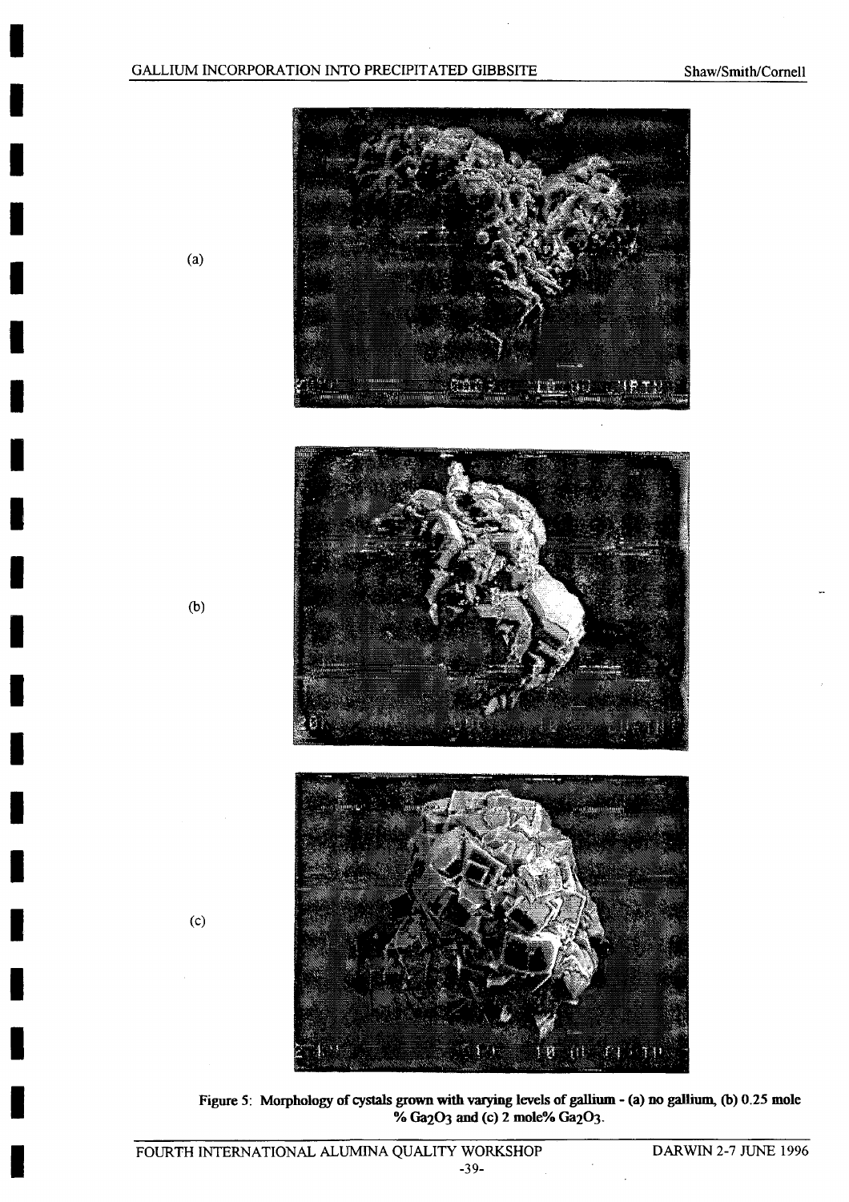(a)

(b)

(c)

**Figure 5: Morphology of cystals grown with varying levels of gallium - (a) no gallium, (b) 0.25 mole % $Ga_2O_3$ and (c) 2 mole% $Ga_2O_3$.**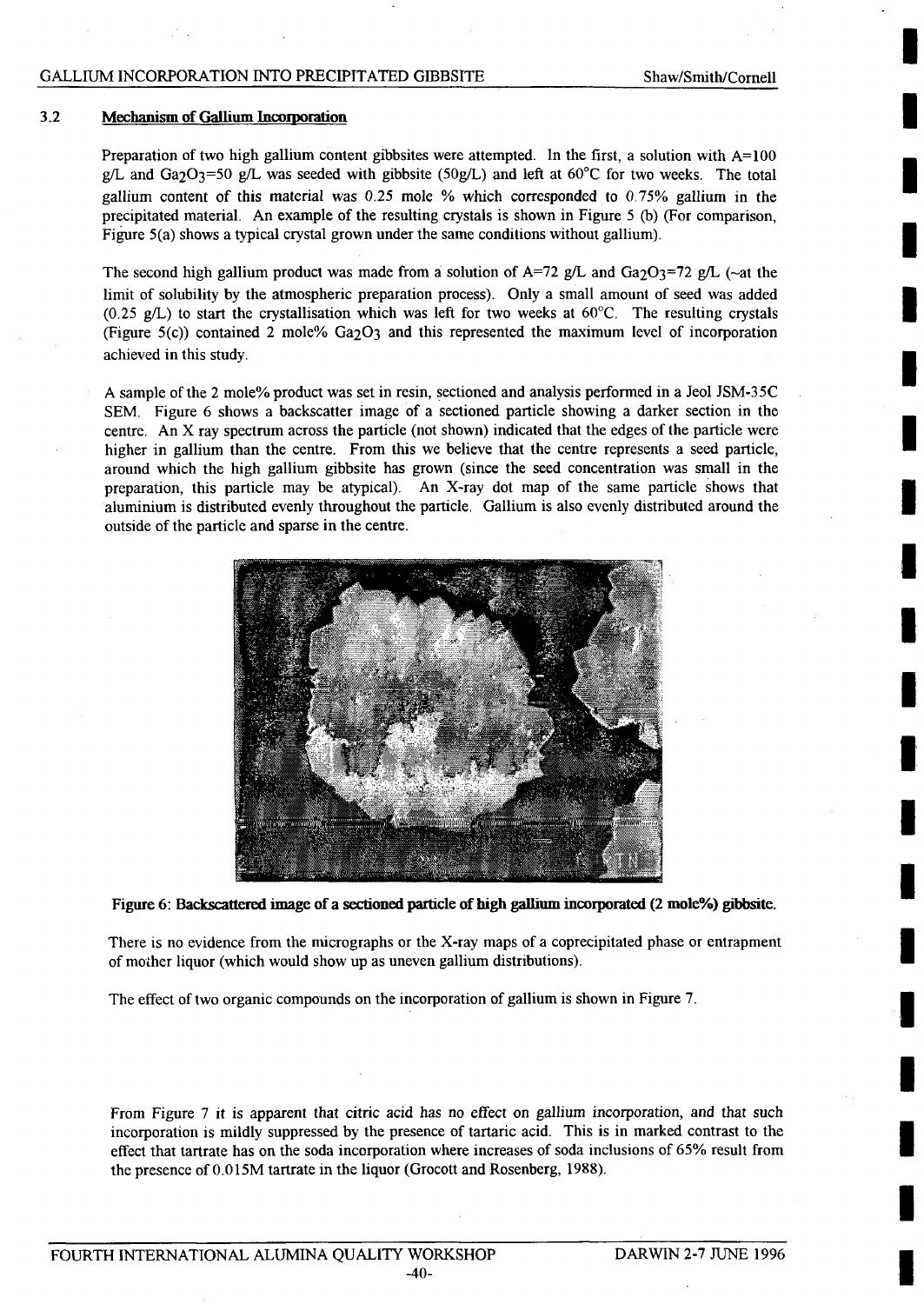## 3.2 Mechanism of Gallium Incorporation

Preparation of two high gallium content gibbsites were attempted. In the first, a solution with A=100 g/L and $Ga_2O_3$=50 g/L was seeded with gibbsite (50g/L) and left at 60°C for two weeks. The total gallium content of this material was 0.25 mole % which corresponded to 0.75% gallium in the precipitated material. An example of the resulting crystals is shown in Figure 5 (b) (For comparison, Figure 5(a) shows a typical crystal grown under the same conditions without gallium).

The second high gallium product was made from a solution of A=72 g/L and $Ga_2O_3$=72 g/L (~at the limit of solubility by the atmospheric preparation process). Only a small amount of seed was added (0.25 g/L) to start the crystallisation which was left for two weeks at 60°C. The resulting crystals (Figure 5(c)) contained 2 mole% $Ga_2O_3$ and this represented the maximum level of incorporation achieved in this study.

A sample of the 2 mole% product was set in resin, sectioned and analysis performed in a Jeol JSM-35C SEM. Figure 6 shows a backscatter image of a sectioned particle showing a darker section in the centre. An X ray spectrum across the particle (not shown) indicated that the edges of the particle were higher in gallium than the centre. From this we believe that the centre represents a seed particle, around which the high gallium gibbsite has grown (since the seed concentration was small in the preparation, this particle may be atypical). An X-ray dot map of the same particle shows that aluminium is distributed evenly throughout the particle. Gallium is also evenly distributed around the outside of the particle and sparse in the centre.

**Figure 6: Backscattered image of a sectioned particle of high gallium incorporated (2 mole%) gibbsite.**

There is no evidence from the micrographs or the X-ray maps of a coprecipitated phase or entrapment of mother liquor (which would show up as uneven gallium distributions).

The effect of two organic compounds on the incorporation of gallium is shown in Figure 7.

From Figure 7 it is apparent that citric acid has no effect on gallium incorporation, and that such incorporation is mildly suppressed by the presence of tartaric acid. This is in marked contrast to the effect that tartrate has on the soda incorporation where increases of soda inclusions of 65% result from the presence of 0.015M tartrate in the liquor (Grocott and Rosenberg, 1988).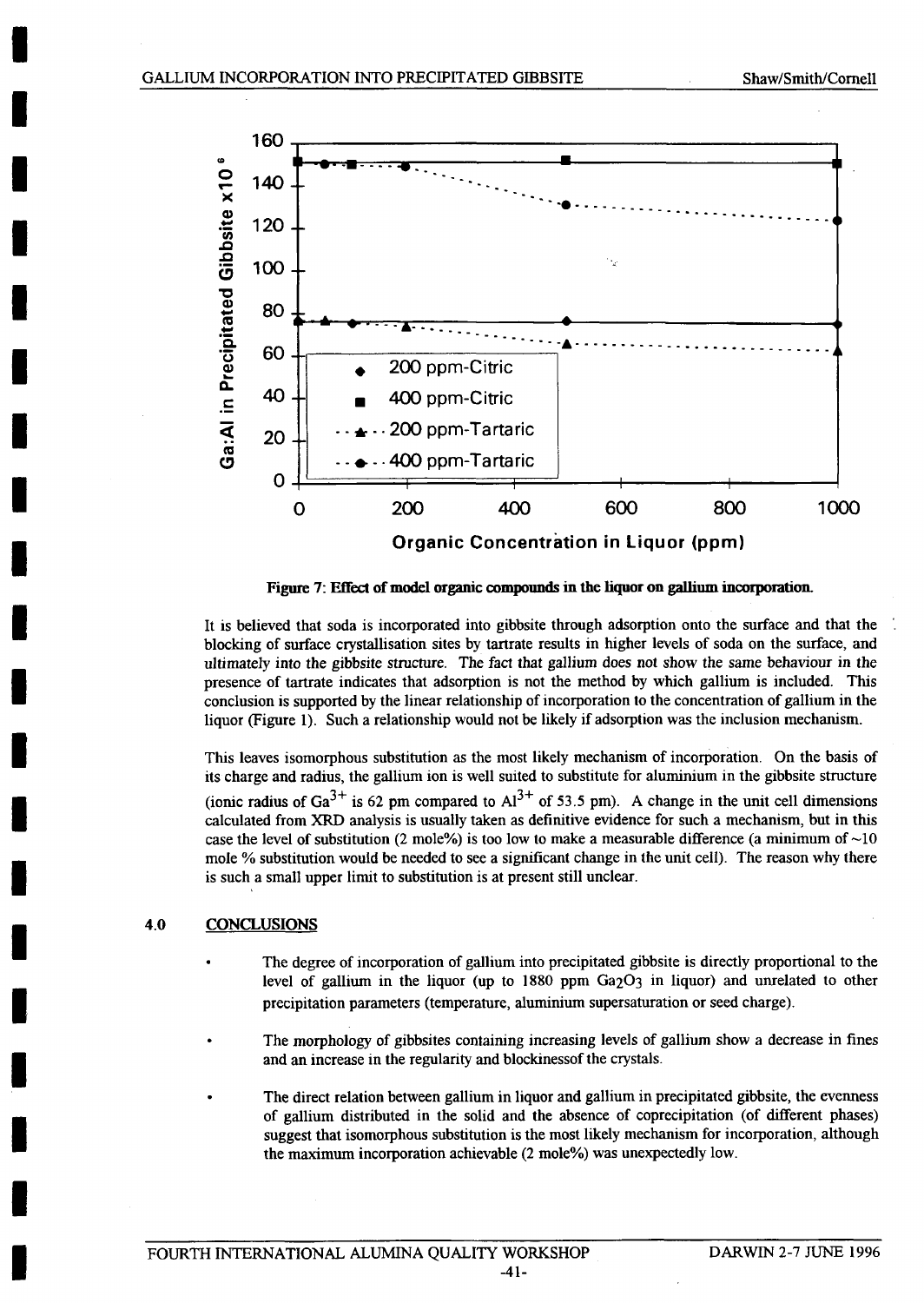Figure 7: Effect of model organic compounds in the liquor on gallium incorporation.

It is believed that soda is incorporated into gibbsite through adsorption onto the surface and that the blocking of surface crystallisation sites by tartrate results in higher levels of soda on the surface, and ultimately into the gibbsite structure. The fact that gallium does not show the same behaviour in the presence of tartrate indicates that adsorption is not the method by which gallium is included. This conclusion is supported by the linear relationship of incorporation to the concentration of gallium in the liquor (Figure 1). Such a relationship would not be likely if adsorption was the inclusion mechanism.

This leaves isomorphous substitution as the most likely mechanism of incorporation. On the basis of its charge and radius, the gallium ion is well suited to substitute for aluminium in the gibbsite structure (ionic radius of $Ga^{3+}$ is 62 pm compared to $Al^{3+}$ of 53.5 pm). A change in the unit cell dimensions calculated from XRD analysis is usually taken as definitive evidence for such a mechanism, but in this case the level of substitution (2 mole%) is too low to make a measurable difference (a minimum of ~10 mole % substitution would be needed to see a significant change in the unit cell). The reason why there is such a small upper limit to substitution is at present still unclear.

## 4.0 CONCLUSIONS

- The degree of incorporation of gallium into precipitated gibbsite is directly proportional to the level of gallium in the liquor (up to 1880 ppm $Ga_2O_3$ in liquor) and unrelated to other precipitation parameters (temperature, aluminium supersaturation or seed charge).

- The morphology of gibbsites containing increasing levels of gallium show a decrease in fines and an increase in the regularity and blockinessof the crystals.

- The direct relation between gallium in liquor and gallium in precipitated gibbsite, the evenness of gallium distributed in the solid and the absence of coprecipitation (of different phases) suggest that isomorphous substitution is the most likely mechanism for incorporation, although the maximum incorporation achievable (2 mole%) was unexpectedly low.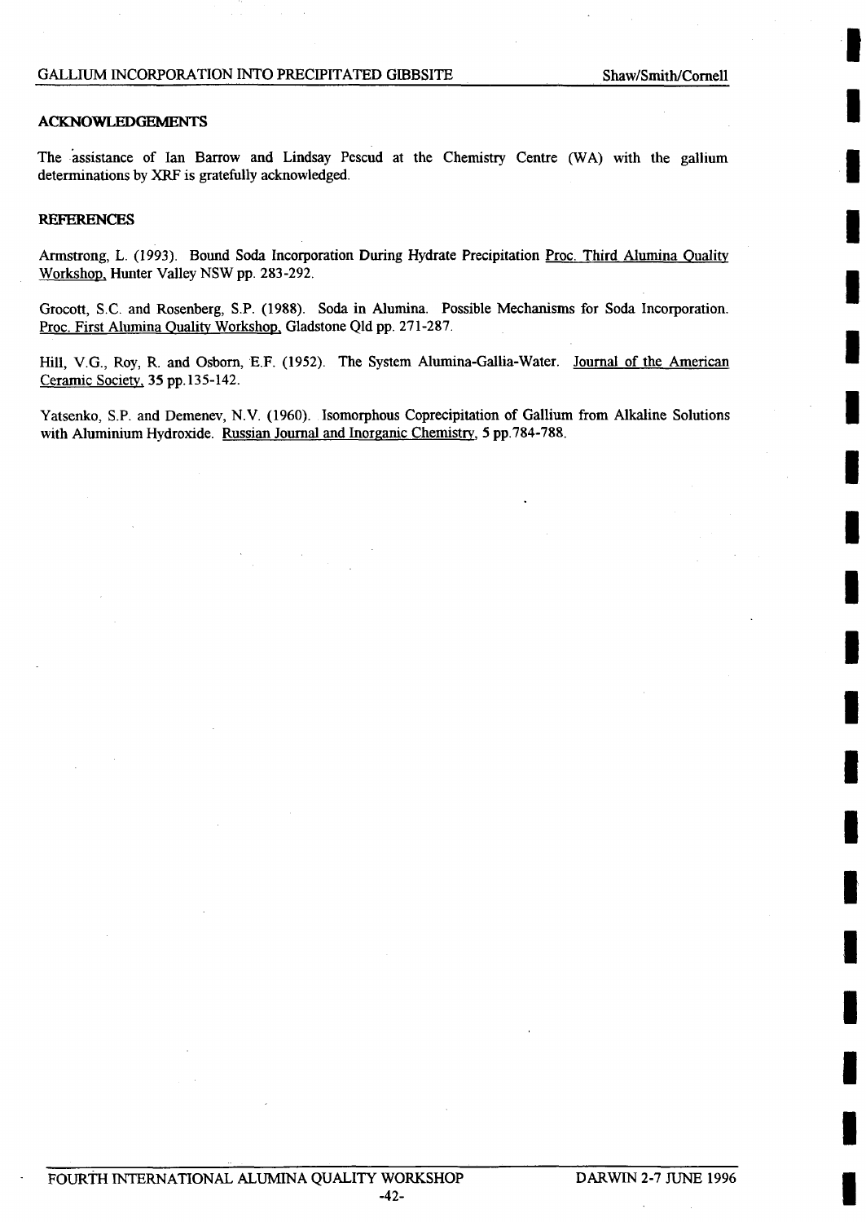## ACKNOWLEDGEMENTS

The assistance of Ian Barrow and Lindsay Pescud at the Chemistry Centre (WA) with the gallium determinations by XRF is gratefully acknowledged.

## REFERENCES

Armstrong, L. (1993). Bound Soda Incorporation During Hydrate Precipitation Proc. Third Alumina Quality Workshop, Hunter Valley NSW pp. 283-292.

Grocott, S.C. and Rosenberg, S.P. (1988). Soda in Alumina. Possible Mechanisms for Soda Incorporation. Proc. First Alumina Quality Workshop, Gladstone Qld pp. 271-287.

Hill, V.G., Roy, R. and Osborn, E.F. (1952). The System Alumina-Gallia-Water. Journal of the American Ceramic Society, **35** pp.135-142.

Yatsenko, S.P. and Demenev, N.V. (1960). Isomorphous Coprecipitation of Gallium from Alkaline Solutions with Aluminium Hydroxide. Russian Journal and Inorganic Chemistry, **5** pp.784-788.